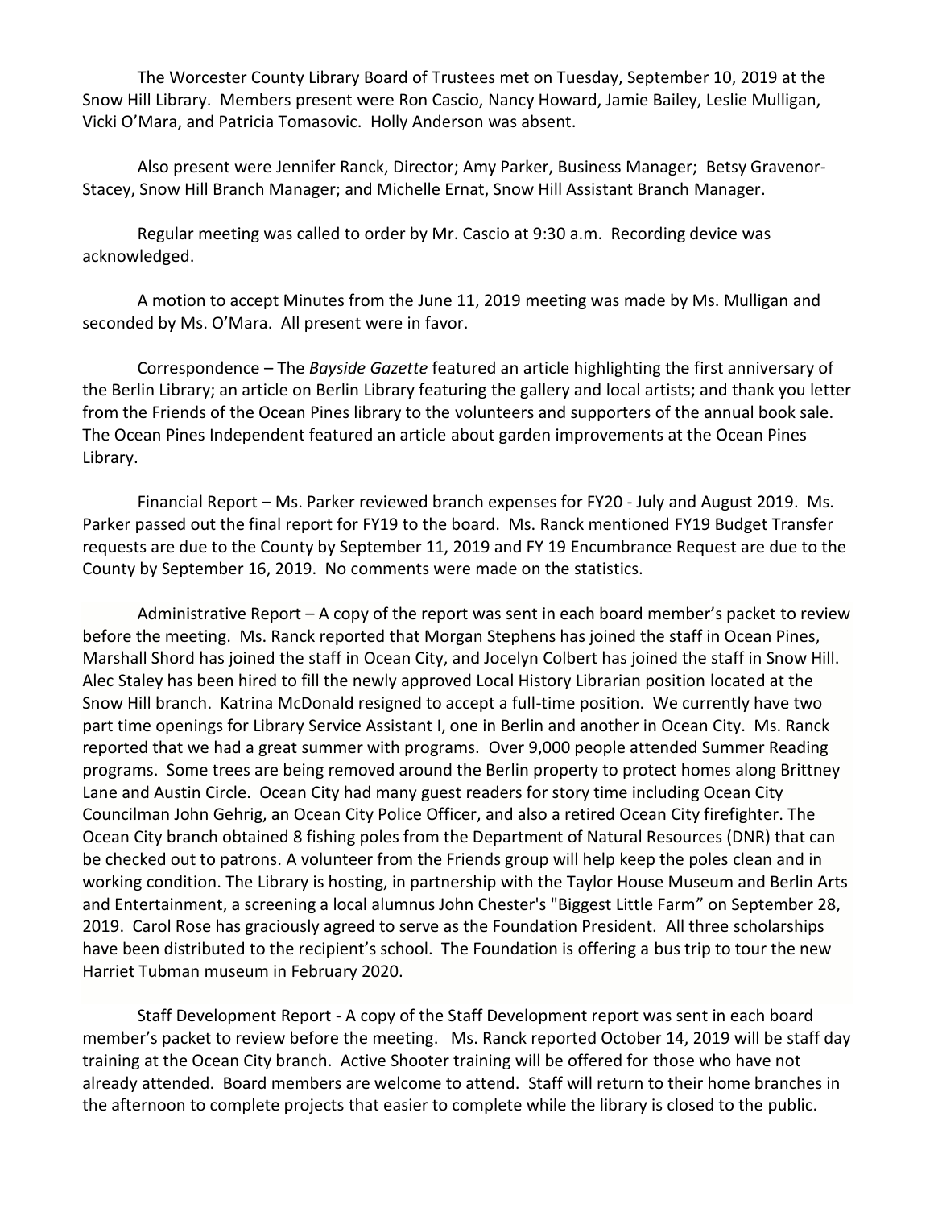The Worcester County Library Board of Trustees met on Tuesday, September 10, 2019 at the Snow Hill Library. Members present were Ron Cascio, Nancy Howard, Jamie Bailey, Leslie Mulligan, Vicki O'Mara, and Patricia Tomasovic. Holly Anderson was absent.

Also present were Jennifer Ranck, Director; Amy Parker, Business Manager; Betsy Gravenor-Stacey, Snow Hill Branch Manager; and Michelle Ernat, Snow Hill Assistant Branch Manager.

Regular meeting was called to order by Mr. Cascio at 9:30 a.m. Recording device was acknowledged.

A motion to accept Minutes from the June 11, 2019 meeting was made by Ms. Mulligan and seconded by Ms. O'Mara. All present were in favor.

Correspondence – The *Bayside Gazette* featured an article highlighting the first anniversary of the Berlin Library; an article on Berlin Library featuring the gallery and local artists; and thank you letter from the Friends of the Ocean Pines library to the volunteers and supporters of the annual book sale. The Ocean Pines Independent featured an article about garden improvements at the Ocean Pines Library.

Financial Report – Ms. Parker reviewed branch expenses for FY20 - July and August 2019. Ms. Parker passed out the final report for FY19 to the board. Ms. Ranck mentioned FY19 Budget Transfer requests are due to the County by September 11, 2019 and FY 19 Encumbrance Request are due to the County by September 16, 2019. No comments were made on the statistics.

Administrative Report – A copy of the report was sent in each board member's packet to review before the meeting. Ms. Ranck reported that Morgan Stephens has joined the staff in Ocean Pines, Marshall Shord has joined the staff in Ocean City, and Jocelyn Colbert has joined the staff in Snow Hill. Alec Staley has been hired to fill the newly approved Local History Librarian position located at the Snow Hill branch. Katrina McDonald resigned to accept a full-time position. We currently have two part time openings for Library Service Assistant I, one in Berlin and another in Ocean City. Ms. Ranck reported that we had a great summer with programs. Over 9,000 people attended Summer Reading programs. Some trees are being removed around the Berlin property to protect homes along Brittney Lane and Austin Circle. Ocean City had many guest readers for story time including Ocean City Councilman John Gehrig, an Ocean City Police Officer, and also a retired Ocean City firefighter. The Ocean City branch obtained 8 fishing poles from the Department of Natural Resources (DNR) that can be checked out to patrons. A volunteer from the Friends group will help keep the poles clean and in working condition. The Library is hosting, in partnership with the Taylor House Museum and Berlin Arts and Entertainment, a screening a local alumnus John Chester's "Biggest Little Farm" on September 28, 2019. Carol Rose has graciously agreed to serve as the Foundation President. All three scholarships have been distributed to the recipient's school. The Foundation is offering a bus trip to tour the new Harriet Tubman museum in February 2020.

Staff Development Report - A copy of the Staff Development report was sent in each board member's packet to review before the meeting. Ms. Ranck reported October 14, 2019 will be staff day training at the Ocean City branch. Active Shooter training will be offered for those who have not already attended. Board members are welcome to attend. Staff will return to their home branches in the afternoon to complete projects that easier to complete while the library is closed to the public.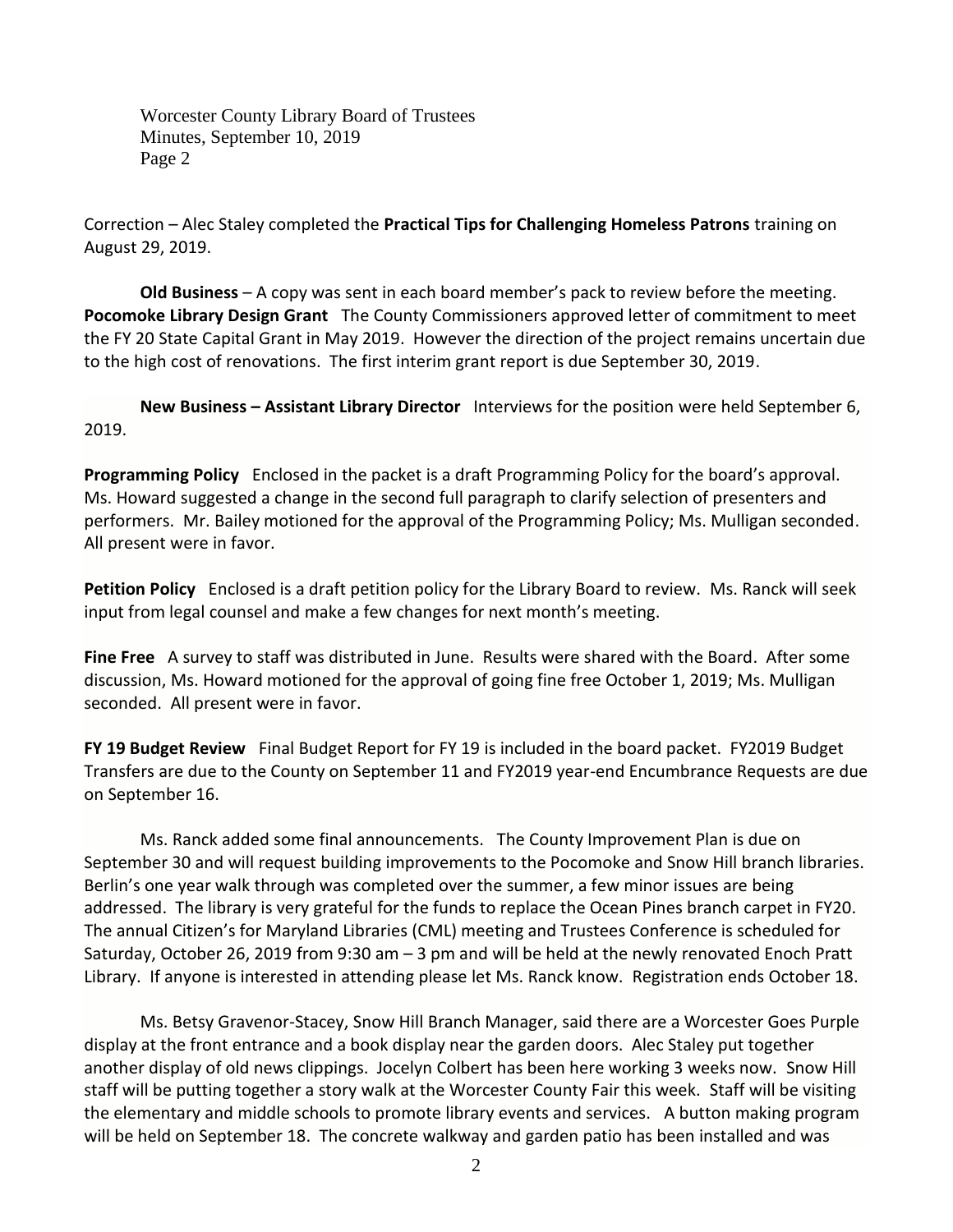Correction – Alec Staley completed the **Practical Tips for Challenging Homeless Patrons** training on August 29, 2019.

**Old Business** – A copy was sent in each board member's pack to review before the meeting. **Pocomoke Library Design Grant** The County Commissioners approved letter of commitment to meet the FY 20 State Capital Grant in May 2019. However the direction of the project remains uncertain due to the high cost of renovations. The first interim grant report is due September 30, 2019.

**New Business – Assistant Library Director** Interviews for the position were held September 6, 2019.

**Programming Policy** Enclosed in the packet is a draft Programming Policy for the board's approval. Ms. Howard suggested a change in the second full paragraph to clarify selection of presenters and performers. Mr. Bailey motioned for the approval of the Programming Policy; Ms. Mulligan seconded. All present were in favor.

**Petition Policy** Enclosed is a draft petition policy for the Library Board to review. Ms. Ranck will seek input from legal counsel and make a few changes for next month's meeting.

**Fine Free** A survey to staff was distributed in June. Results were shared with the Board. After some discussion, Ms. Howard motioned for the approval of going fine free October 1, 2019; Ms. Mulligan seconded. All present were in favor.

**FY 19 Budget Review** Final Budget Report for FY 19 is included in the board packet. FY2019 Budget Transfers are due to the County on September 11 and FY2019 year-end Encumbrance Requests are due on September 16.

Ms. Ranck added some final announcements. The County Improvement Plan is due on September 30 and will request building improvements to the Pocomoke and Snow Hill branch libraries. Berlin's one year walk through was completed over the summer, a few minor issues are being addressed. The library is very grateful for the funds to replace the Ocean Pines branch carpet in FY20. The annual Citizen's for Maryland Libraries (CML) meeting and Trustees Conference is scheduled for Saturday, October 26, 2019 from 9:30 am – 3 pm and will be held at the newly renovated Enoch Pratt Library. If anyone is interested in attending please let Ms. Ranck know. Registration ends October 18.

Ms. Betsy Gravenor-Stacey, Snow Hill Branch Manager, said there are a Worcester Goes Purple display at the front entrance and a book display near the garden doors. Alec Staley put together another display of old news clippings. Jocelyn Colbert has been here working 3 weeks now. Snow Hill staff will be putting together a story walk at the Worcester County Fair this week. Staff will be visiting the elementary and middle schools to promote library events and services. A button making program will be held on September 18. The concrete walkway and garden patio has been installed and was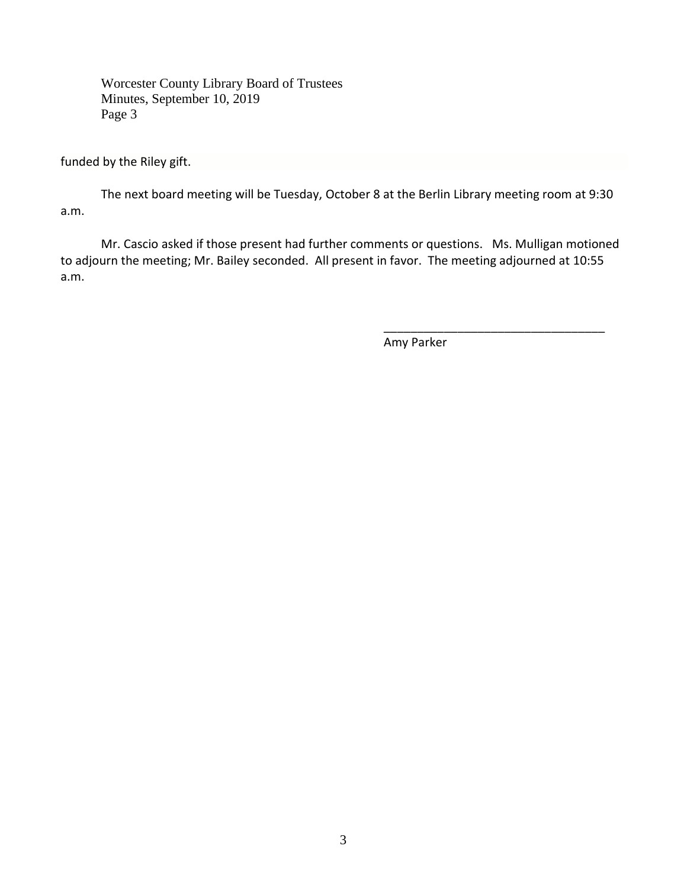funded by the Riley gift.

The next board meeting will be Tuesday, October 8 at the Berlin Library meeting room at 9:30 a.m.

Mr. Cascio asked if those present had further comments or questions. Ms. Mulligan motioned to adjourn the meeting; Mr. Bailey seconded. All present in favor. The meeting adjourned at 10:55 a.m.

\_\_\_\_\_\_\_\_\_\_\_\_\_\_\_\_\_\_\_\_\_\_\_\_\_\_\_\_\_\_\_\_\_\_

Amy Parker